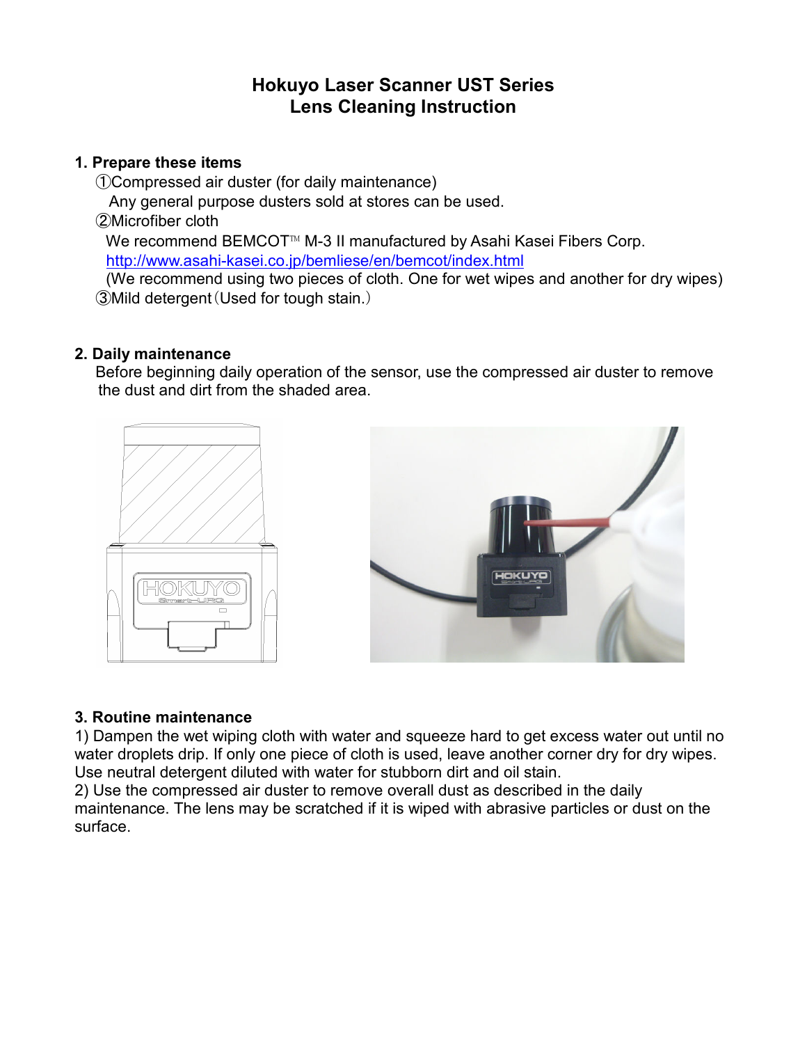# Hokuyo Laser Scanner UST Series
# Lens Cleaning Instruction

## 1. Prepare these items

①Compressed air duster (for daily maintenance)
Any general purpose dusters sold at stores can be used.

②Microfiber cloth
We recommend BEMCOT™ M-3 II manufactured by Asahi Kasei Fibers Corp.
http://www.asahi-kasei.co.jp/bemliese/en/bemcot/index.html
(We recommend using two pieces of cloth. One for wet wipes and another for dry wipes)

③Mild detergent（Used for tough stain.）

## 2. Daily maintenance

Before beginning daily operation of the sensor, use the compressed air duster to remove the dust and dirt from the shaded area.

## 3. Routine maintenance

1) Dampen the wet wiping cloth with water and squeeze hard to get excess water out until no water droplets drip. If only one piece of cloth is used, leave another corner dry for dry wipes. Use neutral detergent diluted with water for stubborn dirt and oil stain.

2) Use the compressed air duster to remove overall dust as described in the daily maintenance. The lens may be scratched if it is wiped with abrasive particles or dust on the surface.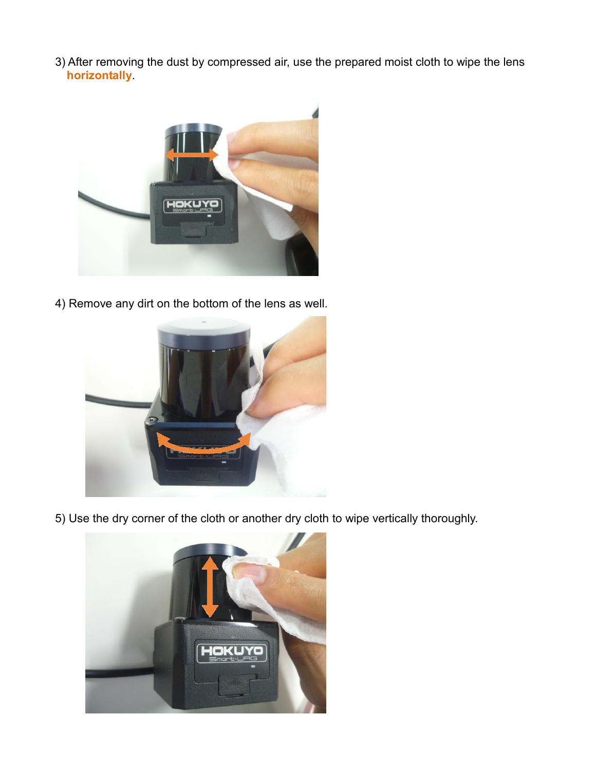3) After removing the dust by compressed air, use the prepared moist cloth to wipe the lens **horizontally**.

4) Remove any dirt on the bottom of the lens as well.

5) Use the dry corner of the cloth or another dry cloth to wipe vertically thoroughly.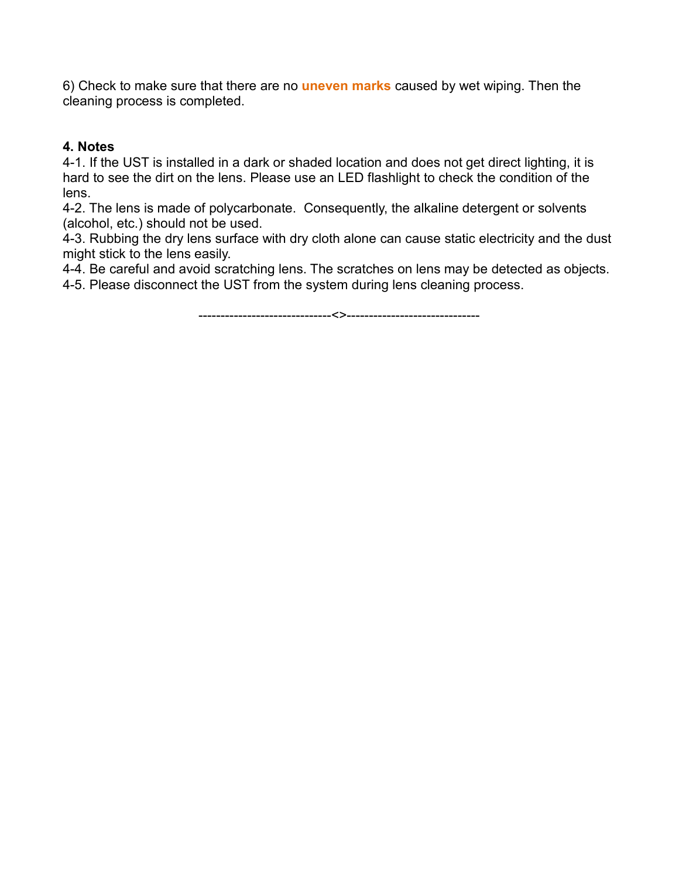6) Check to make sure that there are no **uneven marks** caused by wet wiping. Then the cleaning process is completed.

**4. Notes**

4-1. If the UST is installed in a dark or shaded location and does not get direct lighting, it is hard to see the dirt on the lens. Please use an LED flashlight to check the condition of the lens.
4-2. The lens is made of polycarbonate. Consequently, the alkaline detergent or solvents (alcohol, etc.) should not be used.
4-3. Rubbing the dry lens surface with dry cloth alone can cause static electricity and the dust might stick to the lens easily.
4-4. Be careful and avoid scratching lens. The scratches on lens may be detected as objects.
4-5. Please disconnect the UST from the system during lens cleaning process.

------------------------------<>------------------------------